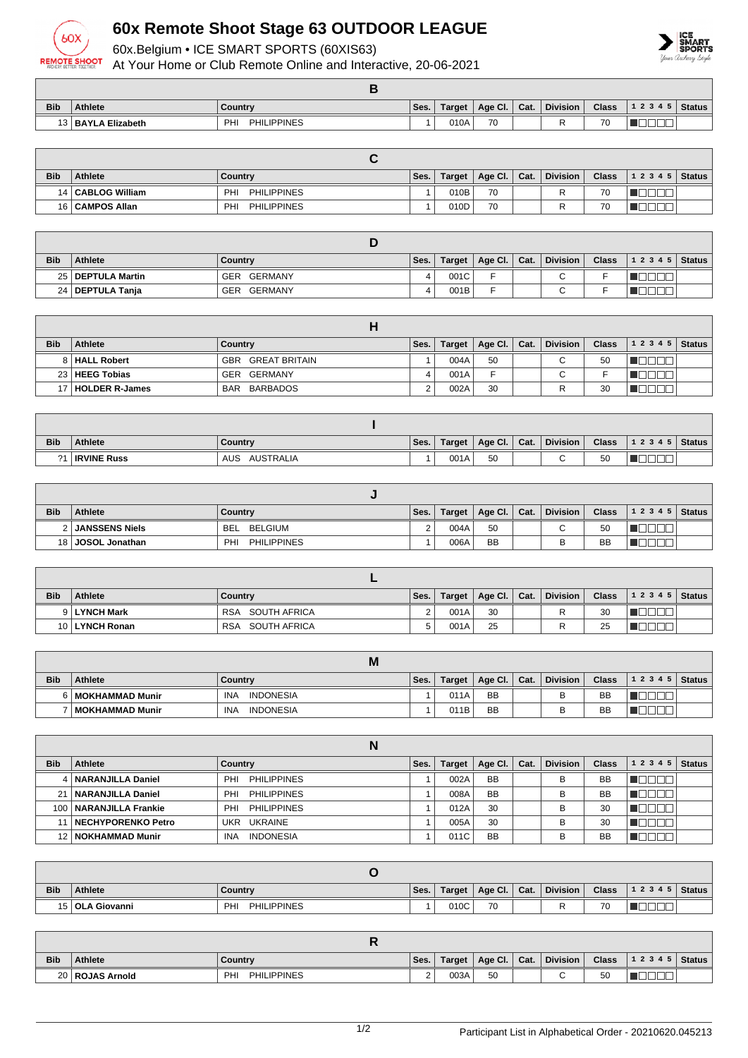# 60x Remote Shoot Stage 63 OUTDOOR LEAGUE

60x.Belgium • ICE SMART SPORTS (60XIS63)

At Your Home or Club Remote Online and Interactive, 20-06-2021

| B | | | | | | | | | | |
|---|---|---|---|---|---|---|---|---|---|---|
| **Bib** | **Athlete** | **Country** | **Ses.** | **Target** | **Age Cl.** | **Cat.** | **Division** | **Class** | **1 2 3 4 5** | **Status** |
| 13 | **BAYLA Elizabeth** | PHI PHILIPPINES | 1 | 010A | 70 | | R | 70 | | |

| C | | | | | | | | | | |
|---|---|---|---|---|---|---|---|---|---|---|
| **Bib** | **Athlete** | **Country** | **Ses.** | **Target** | **Age Cl.** | **Cat.** | **Division** | **Class** | **1 2 3 4 5** | **Status** |
| 14 | **CABLOG William** | PHI PHILIPPINES | 1 | 010B | 70 | | R | 70 | | |
| 16 | **CAMPOS Allan** | PHI PHILIPPINES | 1 | 010D | 70 | | R | 70 | | |

| D | | | | | | | | | | |
|---|---|---|---|---|---|---|---|---|---|---|
| **Bib** | **Athlete** | **Country** | **Ses.** | **Target** | **Age Cl.** | **Cat.** | **Division** | **Class** | **1 2 3 4 5** | **Status** |
| 25 | **DEPTULA Martin** | GER GERMANY | 4 | 001C | F | | C | F | | |
| 24 | **DEPTULA Tanja** | GER GERMANY | 4 | 001B | F | | C | F | | |

| H | | | | | | | | | | |
|---|---|---|---|---|---|---|---|---|---|---|
| **Bib** | **Athlete** | **Country** | **Ses.** | **Target** | **Age Cl.** | **Cat.** | **Division** | **Class** | **1 2 3 4 5** | **Status** |
| 8 | **HALL Robert** | GBR GREAT BRITAIN | 1 | 004A | 50 | | C | 50 | | |
| 23 | **HEEG Tobias** | GER GERMANY | 4 | 001A | F | | C | F | | |
| 17 | **HOLDER R-James** | BAR BARBADOS | 2 | 002A | 30 | | R | 30 | | |

| I | | | | | | | | | | |
|---|---|---|---|---|---|---|---|---|---|---|
| **Bib** | **Athlete** | **Country** | **Ses.** | **Target** | **Age Cl.** | **Cat.** | **Division** | **Class** | **1 2 3 4 5** | **Status** |
| ?1 | **IRVINE Russ** | AUS AUSTRALIA | 1 | 001A | 50 | | C | 50 | | |

| J | | | | | | | | | | |
|---|---|---|---|---|---|---|---|---|---|---|
| **Bib** | **Athlete** | **Country** | **Ses.** | **Target** | **Age Cl.** | **Cat.** | **Division** | **Class** | **1 2 3 4 5** | **Status** |
| 2 | **JANSSENS Niels** | BEL BELGIUM | 2 | 004A | 50 | | C | 50 | | |
| 18 | **JOSOL Jonathan** | PHI PHILIPPINES | 1 | 006A | BB | | B | BB | | |

| L | | | | | | | | | | |
|---|---|---|---|---|---|---|---|---|---|---|
| **Bib** | **Athlete** | **Country** | **Ses.** | **Target** | **Age Cl.** | **Cat.** | **Division** | **Class** | **1 2 3 4 5** | **Status** |
| 9 | **LYNCH Mark** | RSA SOUTH AFRICA | 2 | 001A | 30 | | R | 30 | | |
| 10 | **LYNCH Ronan** | RSA SOUTH AFRICA | 5 | 001A | 25 | | R | 25 | | |

| M | | | | | | | | | | |
|---|---|---|---|---|---|---|---|---|---|---|
| **Bib** | **Athlete** | **Country** | **Ses.** | **Target** | **Age Cl.** | **Cat.** | **Division** | **Class** | **1 2 3 4 5** | **Status** |
| 6 | **MOKHAMMAD Munir** | INA INDONESIA | 1 | 011A | BB | | B | BB | | |
| 7 | **MOKHAMMAD Munir** | INA INDONESIA | 1 | 011B | BB | | B | BB | | |

| N | | | | | | | | | | |
|---|---|---|---|---|---|---|---|---|---|---|
| **Bib** | **Athlete** | **Country** | **Ses.** | **Target** | **Age Cl.** | **Cat.** | **Division** | **Class** | **1 2 3 4 5** | **Status** |
| 4 | **NARANJILLA Daniel** | PHI PHILIPPINES | 1 | 002A | BB | | B | BB | | |
| 21 | **NARANJILLA Daniel** | PHI PHILIPPINES | 1 | 008A | BB | | B | BB | | |
| 100 | **NARANJILLA Frankie** | PHI PHILIPPINES | 1 | 012A | 30 | | B | 30 | | |
| 11 | **NECHYPORENKO Petro** | UKR UKRAINE | 1 | 005A | 30 | | B | 30 | | |
| 12 | **NOKHAMMAD Munir** | INA INDONESIA | 1 | 011C | BB | | B | BB | | |

| O | | | | | | | | | | |
|---|---|---|---|---|---|---|---|---|---|---|
| **Bib** | **Athlete** | **Country** | **Ses.** | **Target** | **Age Cl.** | **Cat.** | **Division** | **Class** | **1 2 3 4 5** | **Status** |
| 15 | **OLA Giovanni** | PHI PHILIPPINES | 1 | 010C | 70 | | R | 70 | | |

| R | | | | | | | | | | |
|---|---|---|---|---|---|---|---|---|---|---|
| **Bib** | **Athlete** | **Country** | **Ses.** | **Target** | **Age Cl.** | **Cat.** | **Division** | **Class** | **1 2 3 4 5** | **Status** |
| 20 | **ROJAS Arnold** | PHI PHILIPPINES | 2 | 003A | 50 | | C | 50 | | |

Participant List in Alphabetical Order - 20210620.045213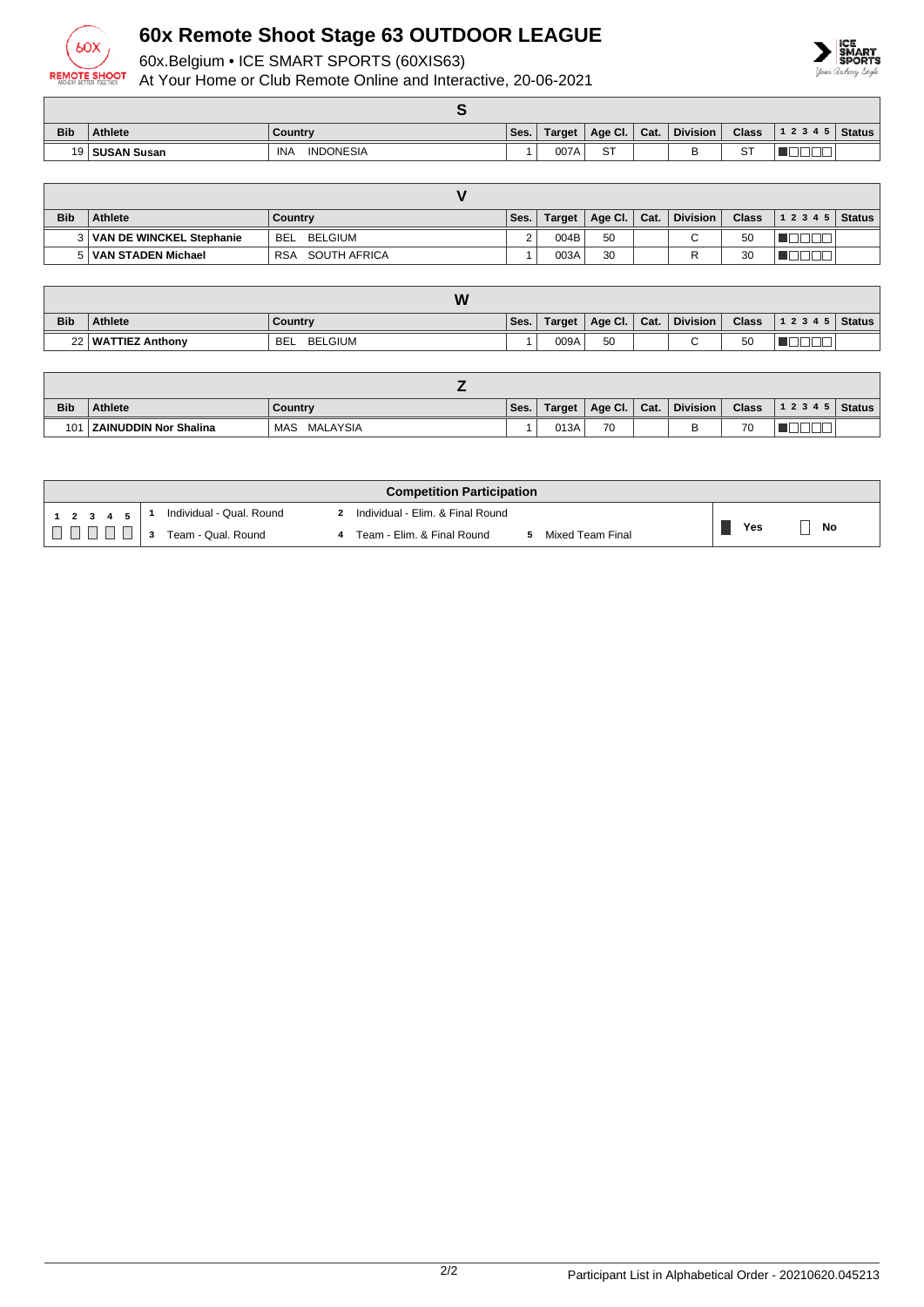# 60x Remote Shoot Stage 63 OUTDOOR LEAGUE

60x.Belgium • ICE SMART SPORTS (60XIS63)

At Your Home or Club Remote Online and Interactive, 20-06-2021

## S

| Bib | Athlete | Country | Ses. | Target | Age Cl. | Cat. | Division | Class | 1 2 3 4 5 | Status |
|---|---|---|---|---|---|---|---|---|---|---|
| 19 | **SUSAN Susan** | INA INDONESIA | 1 | 007A | ST | | B | ST | ■□□□□ | |

## V

| Bib | Athlete | Country | Ses. | Target | Age Cl. | Cat. | Division | Class | 1 2 3 4 5 | Status |
|---|---|---|---|---|---|---|---|---|---|---|
| 3 | **VAN DE WINCKEL Stephanie** | BEL BELGIUM | 2 | 004B | 50 | | C | 50 | ■□□□□ | |
| 5 | **VAN STADEN Michael** | RSA SOUTH AFRICA | 1 | 003A | 30 | | R | 30 | ■□□□□ | |

## W

| Bib | Athlete | Country | Ses. | Target | Age Cl. | Cat. | Division | Class | 1 2 3 4 5 | Status |
|---|---|---|---|---|---|---|---|---|---|---|
| 22 | **WATTIEZ Anthony** | BEL BELGIUM | 1 | 009A | 50 | | C | 50 | ■□□□□ | |

## Z

| Bib | Athlete | Country | Ses. | Target | Age Cl. | Cat. | Division | Class | 1 2 3 4 5 | Status |
|---|---|---|---|---|---|---|---|---|---|---|
| 101 | **ZAINUDDIN Nor Shalina** | MAS MALAYSIA | 1 | 013A | 70 | | B | 70 | ■□□□□ | |

## Competition Participation

| 1 2 3 4 5 | | | |
|---|---|---|---|
| □□□□□ | 1 Individual - Qual. Round | 2 Individual - Elim. & Final Round | ■ Yes |
| | 3 Team - Qual. Round | 4 Team - Elim. & Final Round | 5 Mixed Team Final | □ No |

Participant List in Alphabetical Order - 20210620.045213